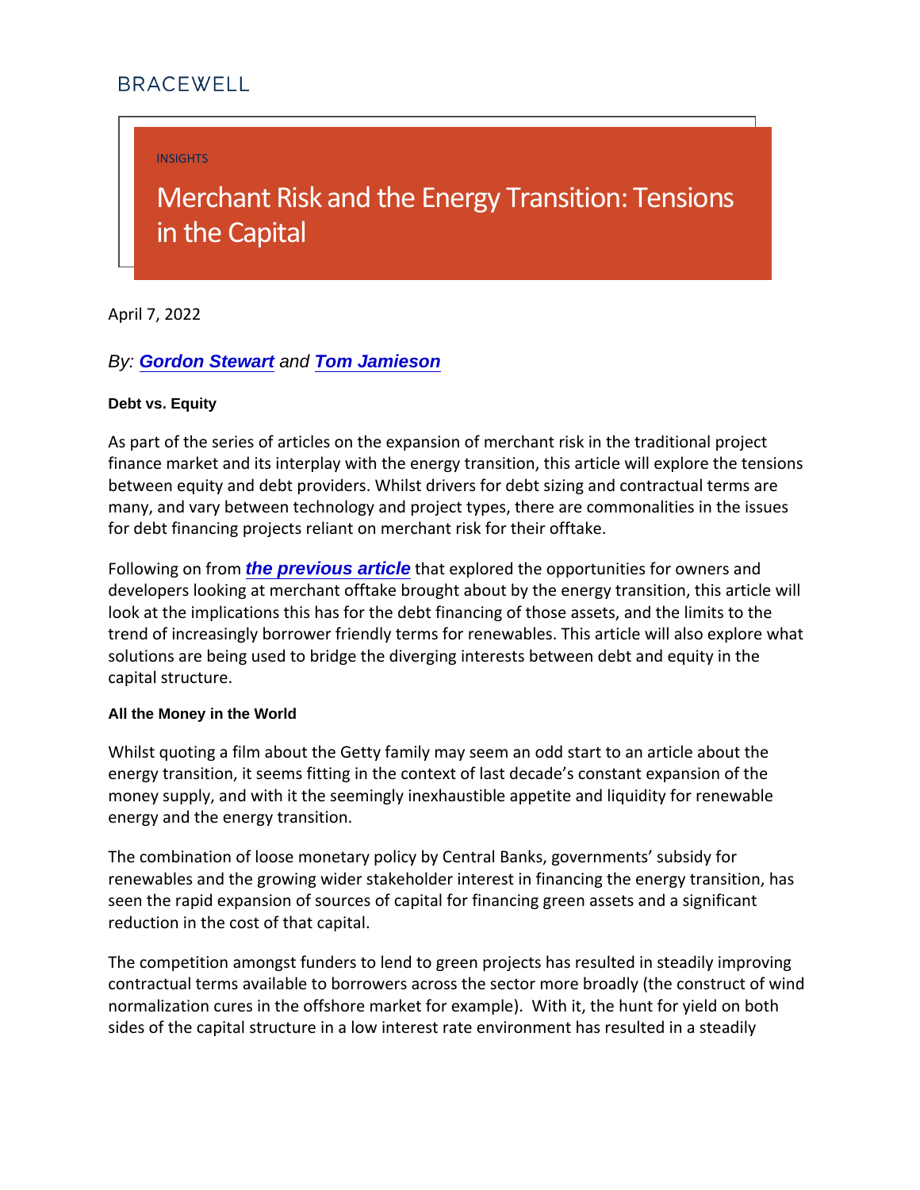BRACEWELL

INSIGHTS

# Merchant Risk and the Energy Transition: Tensions in the Capital

April 7, 2022

*By: **Gordon Stewart** and **Tom Jamieson***

**Debt vs. Equity**

As part of the series of articles on the expansion of merchant risk in the traditional project finance market and its interplay with the energy transition, this article will explore the tensions between equity and debt providers. Whilst drivers for debt sizing and contractual terms are many, and vary between technology and project types, there are commonalities in the issues for debt financing projects reliant on merchant risk for their offtake.

Following on from ***the previous article*** that explored the opportunities for owners and developers looking at merchant offtake brought about by the energy transition, this article will look at the implications this has for the debt financing of those assets, and the limits to the trend of increasingly borrower friendly terms for renewables. This article will also explore what solutions are being used to bridge the diverging interests between debt and equity in the capital structure.

**All the Money in the World**

Whilst quoting a film about the Getty family may seem an odd start to an article about the energy transition, it seems fitting in the context of last decade's constant expansion of the money supply, and with it the seemingly inexhaustible appetite and liquidity for renewable energy and the energy transition.

The combination of loose monetary policy by Central Banks, governments' subsidy for renewables and the growing wider stakeholder interest in financing the energy transition, has seen the rapid expansion of sources of capital for financing green assets and a significant reduction in the cost of that capital.

The competition amongst funders to lend to green projects has resulted in steadily improving contractual terms available to borrowers across the sector more broadly (the construct of wind normalization cures in the offshore market for example). With it, the hunt for yield on both sides of the capital structure in a low interest rate environment has resulted in a steadily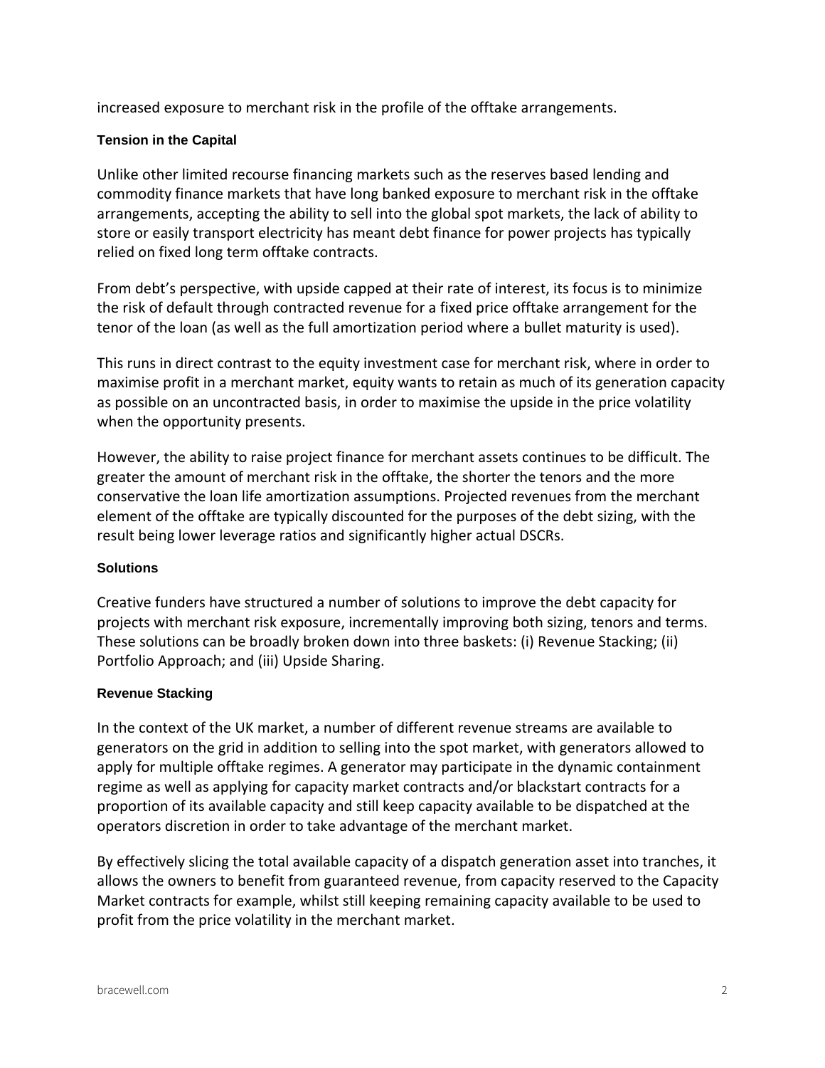increased exposure to merchant risk in the profile of the offtake arrangements.

### Tension in the Capital

Unlike other limited recourse financing markets such as the reserves based lending and commodity finance markets that have long banked exposure to merchant risk in the offtake arrangements, accepting the ability to sell into the global spot markets, the lack of ability to store or easily transport electricity has meant debt finance for power projects has typically relied on fixed long term offtake contracts.

From debt's perspective, with upside capped at their rate of interest, its focus is to minimize the risk of default through contracted revenue for a fixed price offtake arrangement for the tenor of the loan (as well as the full amortization period where a bullet maturity is used).

This runs in direct contrast to the equity investment case for merchant risk, where in order to maximise profit in a merchant market, equity wants to retain as much of its generation capacity as possible on an uncontracted basis, in order to maximise the upside in the price volatility when the opportunity presents.

However, the ability to raise project finance for merchant assets continues to be difficult. The greater the amount of merchant risk in the offtake, the shorter the tenors and the more conservative the loan life amortization assumptions. Projected revenues from the merchant element of the offtake are typically discounted for the purposes of the debt sizing, with the result being lower leverage ratios and significantly higher actual DSCRs.

### Solutions

Creative funders have structured a number of solutions to improve the debt capacity for projects with merchant risk exposure, incrementally improving both sizing, tenors and terms. These solutions can be broadly broken down into three baskets: (i) Revenue Stacking; (ii) Portfolio Approach; and (iii) Upside Sharing.

### Revenue Stacking

In the context of the UK market, a number of different revenue streams are available to generators on the grid in addition to selling into the spot market, with generators allowed to apply for multiple offtake regimes. A generator may participate in the dynamic containment regime as well as applying for capacity market contracts and/or blackstart contracts for a proportion of its available capacity and still keep capacity available to be dispatched at the operators discretion in order to take advantage of the merchant market.

By effectively slicing the total available capacity of a dispatch generation asset into tranches, it allows the owners to benefit from guaranteed revenue, from capacity reserved to the Capacity Market contracts for example, whilst still keeping remaining capacity available to be used to profit from the price volatility in the merchant market.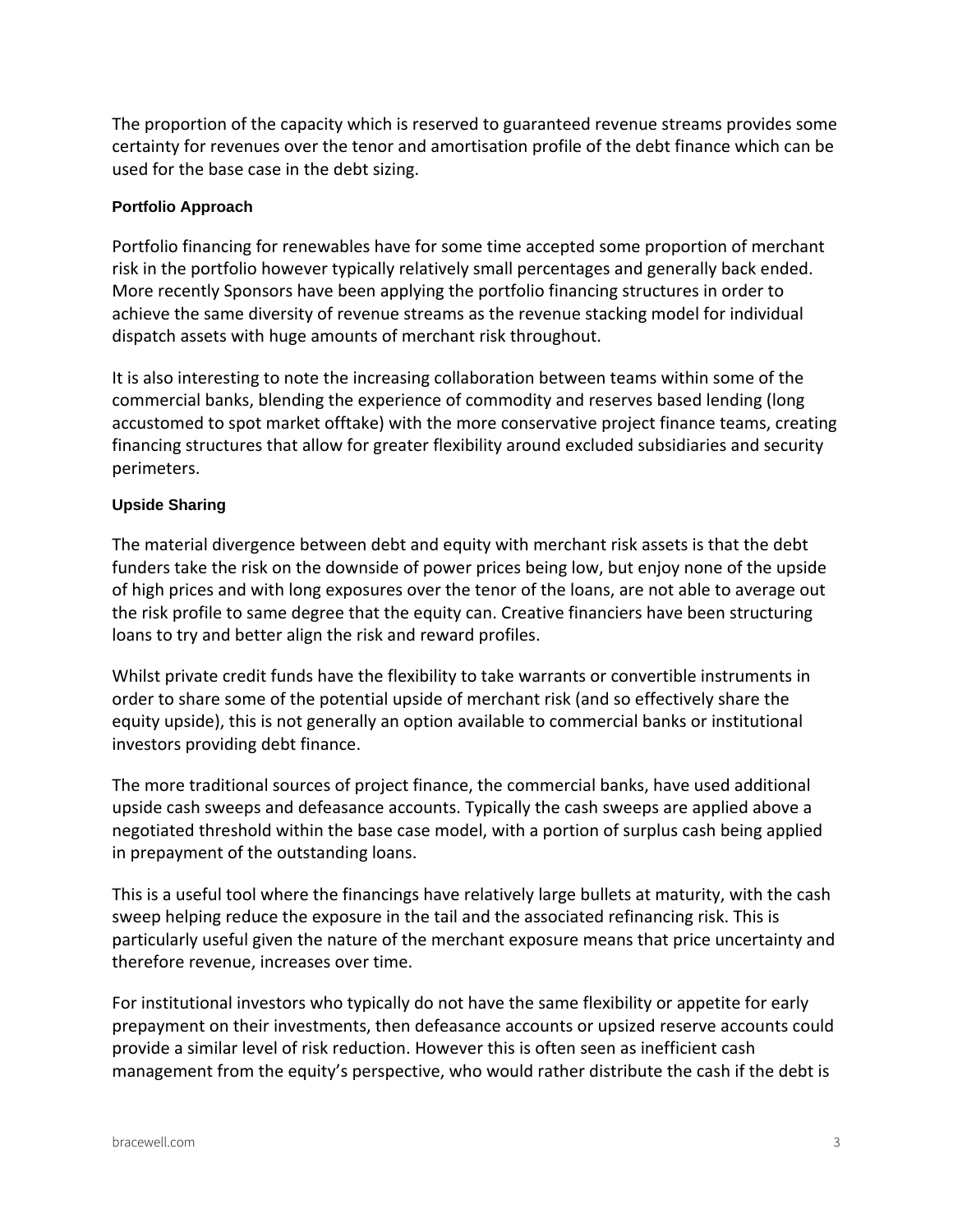The proportion of the capacity which is reserved to guaranteed revenue streams provides some certainty for revenues over the tenor and amortisation profile of the debt finance which can be used for the base case in the debt sizing.

### Portfolio Approach

Portfolio financing for renewables have for some time accepted some proportion of merchant risk in the portfolio however typically relatively small percentages and generally back ended. More recently Sponsors have been applying the portfolio financing structures in order to achieve the same diversity of revenue streams as the revenue stacking model for individual dispatch assets with huge amounts of merchant risk throughout.

It is also interesting to note the increasing collaboration between teams within some of the commercial banks, blending the experience of commodity and reserves based lending (long accustomed to spot market offtake) with the more conservative project finance teams, creating financing structures that allow for greater flexibility around excluded subsidiaries and security perimeters.

### Upside Sharing

The material divergence between debt and equity with merchant risk assets is that the debt funders take the risk on the downside of power prices being low, but enjoy none of the upside of high prices and with long exposures over the tenor of the loans, are not able to average out the risk profile to same degree that the equity can. Creative financiers have been structuring loans to try and better align the risk and reward profiles.

Whilst private credit funds have the flexibility to take warrants or convertible instruments in order to share some of the potential upside of merchant risk (and so effectively share the equity upside), this is not generally an option available to commercial banks or institutional investors providing debt finance.

The more traditional sources of project finance, the commercial banks, have used additional upside cash sweeps and defeasance accounts. Typically the cash sweeps are applied above a negotiated threshold within the base case model, with a portion of surplus cash being applied in prepayment of the outstanding loans.

This is a useful tool where the financings have relatively large bullets at maturity, with the cash sweep helping reduce the exposure in the tail and the associated refinancing risk. This is particularly useful given the nature of the merchant exposure means that price uncertainty and therefore revenue, increases over time.

For institutional investors who typically do not have the same flexibility or appetite for early prepayment on their investments, then defeasance accounts or upsized reserve accounts could provide a similar level of risk reduction. However this is often seen as inefficient cash management from the equity's perspective, who would rather distribute the cash if the debt is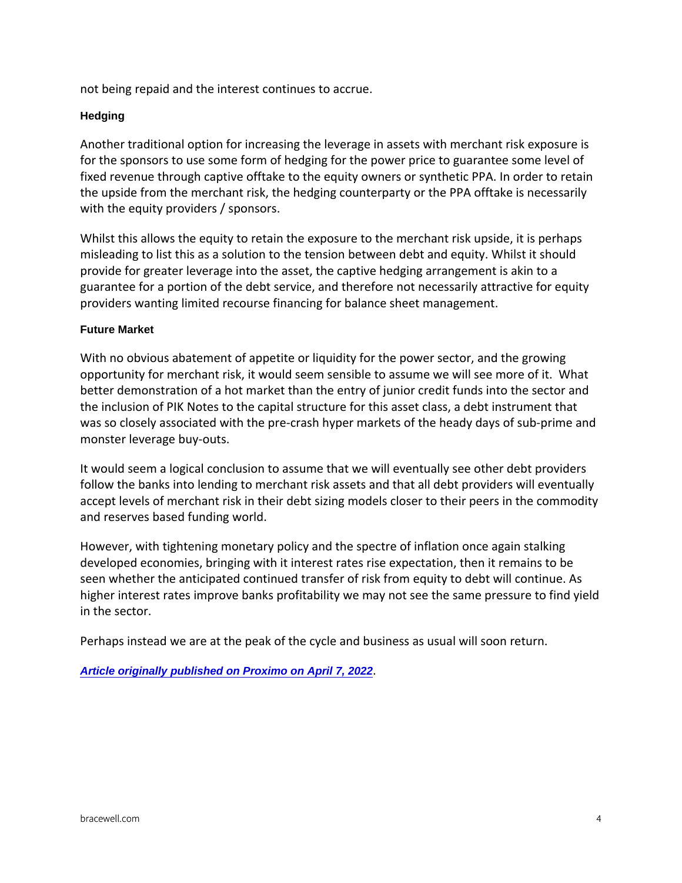not being repaid and the interest continues to accrue.

### Hedging

Another traditional option for increasing the leverage in assets with merchant risk exposure is for the sponsors to use some form of hedging for the power price to guarantee some level of fixed revenue through captive offtake to the equity owners or synthetic PPA. In order to retain the upside from the merchant risk, the hedging counterparty or the PPA offtake is necessarily with the equity providers / sponsors.

Whilst this allows the equity to retain the exposure to the merchant risk upside, it is perhaps misleading to list this as a solution to the tension between debt and equity. Whilst it should provide for greater leverage into the asset, the captive hedging arrangement is akin to a guarantee for a portion of the debt service, and therefore not necessarily attractive for equity providers wanting limited recourse financing for balance sheet management.

### Future Market

With no obvious abatement of appetite or liquidity for the power sector, and the growing opportunity for merchant risk, it would seem sensible to assume we will see more of it.  What better demonstration of a hot market than the entry of junior credit funds into the sector and the inclusion of PIK Notes to the capital structure for this asset class, a debt instrument that was so closely associated with the pre-crash hyper markets of the heady days of sub-prime and monster leverage buy-outs.

It would seem a logical conclusion to assume that we will eventually see other debt providers follow the banks into lending to merchant risk assets and that all debt providers will eventually accept levels of merchant risk in their debt sizing models closer to their peers in the commodity and reserves based funding world.

However, with tightening monetary policy and the spectre of inflation once again stalking developed economies, bringing with it interest rates rise expectation, then it remains to be seen whether the anticipated continued transfer of risk from equity to debt will continue. As higher interest rates improve banks profitability we may not see the same pressure to find yield in the sector.

Perhaps instead we are at the peak of the cycle and business as usual will soon return.

***Article originally published on Proximo on April 7, 2022***.